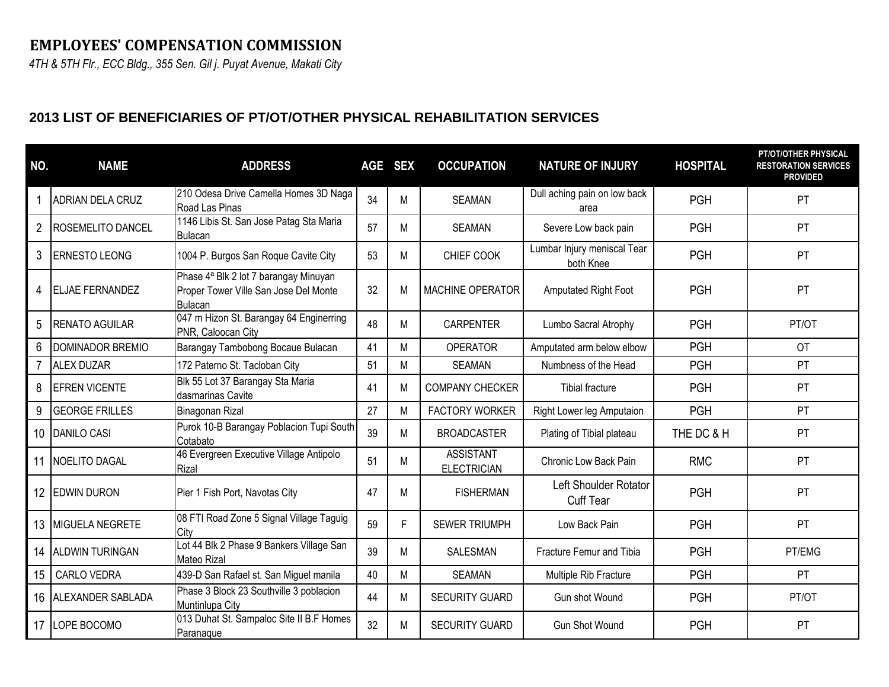**EMPLOYEES' COMPENSATION COMMISSION**

*4TH & 5TH Flr., ECC Bldg., 355 Sen. Gil j. Puyat Avenue, Makati City*

## 2013 LIST OF BENEFICIARIES OF PT/OT/OTHER PHYSICAL REHABILITATION SERVICES

| NO. | NAME | ADDRESS | AGE | SEX | OCCUPATION | NATURE OF INJURY | HOSPITAL | PT/OT/OTHER PHYSICAL RESTORATION SERVICES PROVIDED |
|---|---|---|---|---|---|---|---|---|
| 1 | ADRIAN DELA CRUZ | 210 Odesa Drive Camella Homes 3D Naga Road Las Pinas | 34 | M | SEAMAN | Dull aching pain on low back area | PGH | PT |
| 2 | ROSEMELITO DANCEL | 1146 Libis St. San Jose Patag Sta Maria Bulacan | 57 | M | SEAMAN | Severe Low back pain | PGH | PT |
| 3 | ERNESTO LEONG | 1004 P. Burgos San Roque Cavite City | 53 | M | CHIEF COOK | Lumbar Injury meniscal Tear both Knee | PGH | PT |
| 4 | ELJAE FERNANDEZ | Phase 4ª Blk 2 lot 7 barangay Minuyan Proper Tower Ville San Jose Del Monte Bulacan | 32 | M | MACHINE OPERATOR | Amputated Right Foot | PGH | PT |
| 5 | RENATO AGUILAR | 047 m Hizon St. Barangay 64 Enginerring PNR, Caloocan City | 48 | M | CARPENTER | Lumbo Sacral Atrophy | PGH | PT/OT |
| 6 | DOMINADOR BREMIO | Barangay Tambobong Bocaue Bulacan | 41 | M | OPERATOR | Amputated arm below elbow | PGH | OT |
| 7 | ALEX DUZAR | 172 Paterno St. Tacloban City | 51 | M | SEAMAN | Numbness of the Head | PGH | PT |
| 8 | EFREN VICENTE | Blk 55 Lot 37 Barangay Sta Maria dasmarinas Cavite | 41 | M | COMPANY CHECKER | Tibial fracture | PGH | PT |
| 9 | GEORGE FRILLES | Binagonan Rizal | 27 | M | FACTORY WORKER | Right Lower leg Amputaion | PGH | PT |
| 10 | DANILO CASI | Purok 10-B Barangay Poblacion Tupi South Cotabato | 39 | M | BROADCASTER | Plating of Tibial plateau | THE DC & H | PT |
| 11 | NOELITO DAGAL | 46 Evergreen Executive Village Antipolo Rizal | 51 | M | ASSISTANT ELECTRICIAN | Chronic Low Back Pain | RMC | PT |
| 12 | EDWIN DURON | Pier 1 Fish Port, Navotas City | 47 | M | FISHERMAN | Left Shoulder Rotator Cuff Tear | PGH | PT |
| 13 | MIGUELA NEGRETE | 08 FTI Road Zone 5 Signal Village Taguig City | 59 | F | SEWER TRIUMPH | Low Back Pain | PGH | PT |
| 14 | ALDWIN TURINGAN | Lot 44 Blk 2 Phase 9 Bankers Village San Mateo Rizal | 39 | M | SALESMAN | Fracture Femur and Tibia | PGH | PT/EMG |
| 15 | CARLO VEDRA | 439-D San Rafael st. San Miguel manila | 40 | M | SEAMAN | Multiple Rib Fracture | PGH | PT |
| 16 | ALEXANDER SABLADA | Phase 3 Block 23 Southville 3 poblacion Muntinlupa City | 44 | M | SECURITY GUARD | Gun shot Wound | PGH | PT/OT |
| 17 | LOPE BOCOMO | 013 Duhat St. Sampaloc Site II B.F Homes Paranaque | 32 | M | SECURITY GUARD | Gun Shot Wound | PGH | PT |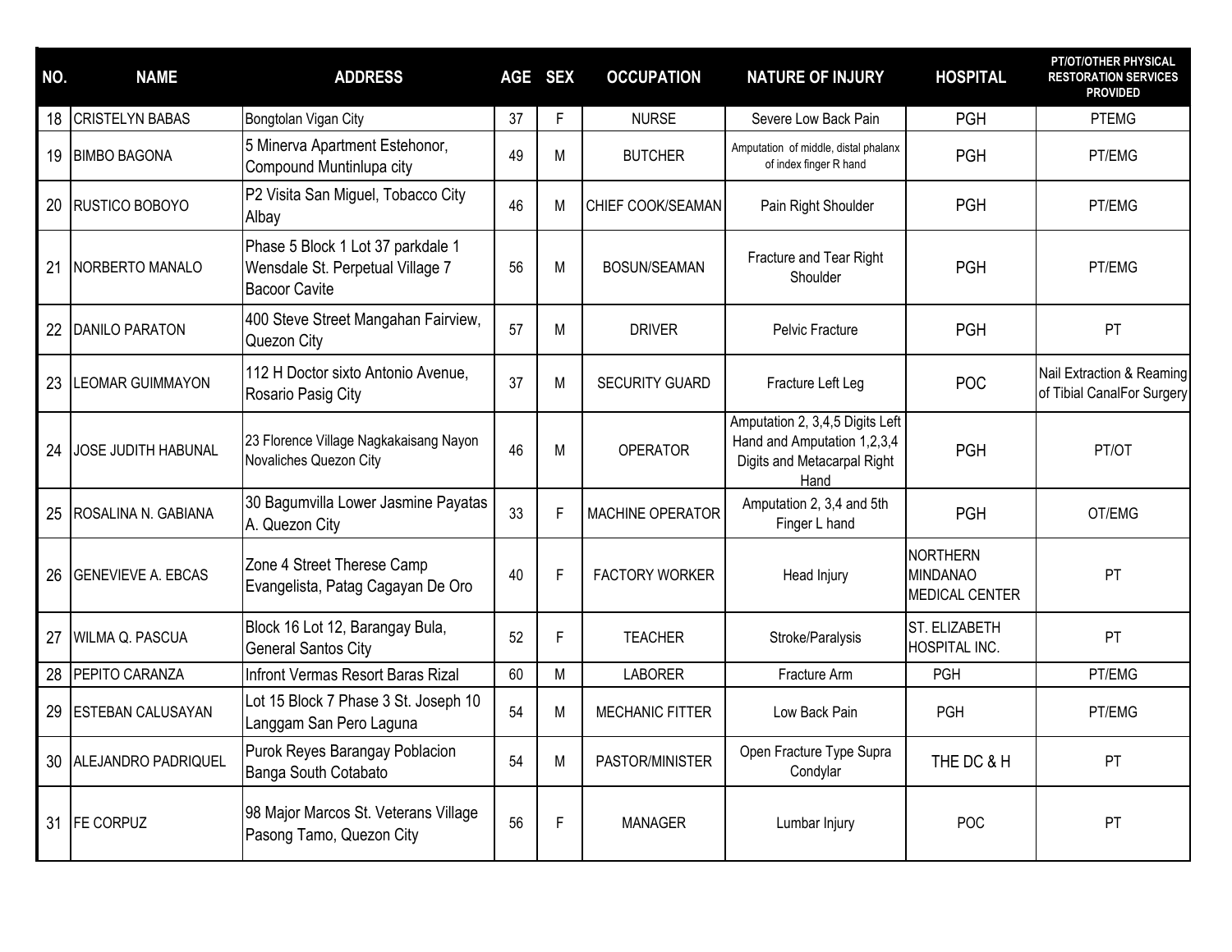| NO. | NAME | ADDRESS | AGE | SEX | OCCUPATION | NATURE OF INJURY | HOSPITAL | PT/OT/OTHER PHYSICAL RESTORATION SERVICES PROVIDED |
|---|---|---|---|---|---|---|---|---|
| 18 | CRISTELYN BABAS | Bongtolan Vigan City | 37 | F | NURSE | Severe Low Back Pain | PGH | PTEMG |
| 19 | BIMBO BAGONA | 5 Minerva Apartment Estehonor, Compound Muntinlupa city | 49 | M | BUTCHER | Amputation of middle, distal phalanx of index finger R hand | PGH | PT/EMG |
| 20 | RUSTICO BOBOYO | P2 Visita San Miguel, Tobacco City Albay | 46 | M | CHIEF COOK/SEAMAN | Pain Right Shoulder | PGH | PT/EMG |
| 21 | NORBERTO MANALO | Phase 5 Block 1 Lot 37 parkdale 1 Wensdale St. Perpetual Village 7 Bacoor Cavite | 56 | M | BOSUN/SEAMAN | Fracture and Tear Right Shoulder | PGH | PT/EMG |
| 22 | DANILO PARATON | 400 Steve Street Mangahan Fairview, Quezon City | 57 | M | DRIVER | Pelvic Fracture | PGH | PT |
| 23 | LEOMAR GUIMMAYON | 112 H Doctor sixto Antonio Avenue, Rosario Pasig City | 37 | M | SECURITY GUARD | Fracture Left Leg | POC | Nail Extraction & Reaming of Tibial CanalFor Surgery |
| 24 | JOSE JUDITH HABUNAL | 23 Florence Village Nagkakaisang Nayon Novaliches Quezon City | 46 | M | OPERATOR | Amputation 2, 3,4,5 Digits Left Hand and Amputation 1,2,3,4 Digits and Metacarpal Right Hand | PGH | PT/OT |
| 25 | ROSALINA N. GABIANA | 30 Bagumvilla Lower Jasmine Payatas A. Quezon City | 33 | F | MACHINE OPERATOR | Amputation 2, 3,4 and 5th Finger L hand | PGH | OT/EMG |
| 26 | GENEVIEVE A. EBCAS | Zone 4 Street Therese Camp Evangelista, Patag Cagayan De Oro | 40 | F | FACTORY WORKER | Head Injury | NORTHERN MINDANAO MEDICAL CENTER | PT |
| 27 | WILMA Q. PASCUA | Block 16 Lot 12, Barangay Bula, General Santos City | 52 | F | TEACHER | Stroke/Paralysis | ST. ELIZABETH HOSPITAL INC. | PT |
| 28 | PEPITO CARANZA | Infront Vermas Resort Baras Rizal | 60 | M | LABORER | Fracture Arm | PGH | PT/EMG |
| 29 | ESTEBAN CALUSAYAN | Lot 15 Block 7 Phase 3 St. Joseph 10 Langgam San Pero Laguna | 54 | M | MECHANIC FITTER | Low Back Pain | PGH | PT/EMG |
| 30 | ALEJANDRO PADRIQUEL | Purok Reyes Barangay Poblacion Banga South Cotabato | 54 | M | PASTOR/MINISTER | Open Fracture Type Supra Condylar | THE DC & H | PT |
| 31 | FE CORPUZ | 98 Major Marcos St. Veterans Village Pasong Tamo, Quezon City | 56 | F | MANAGER | Lumbar Injury | POC | PT |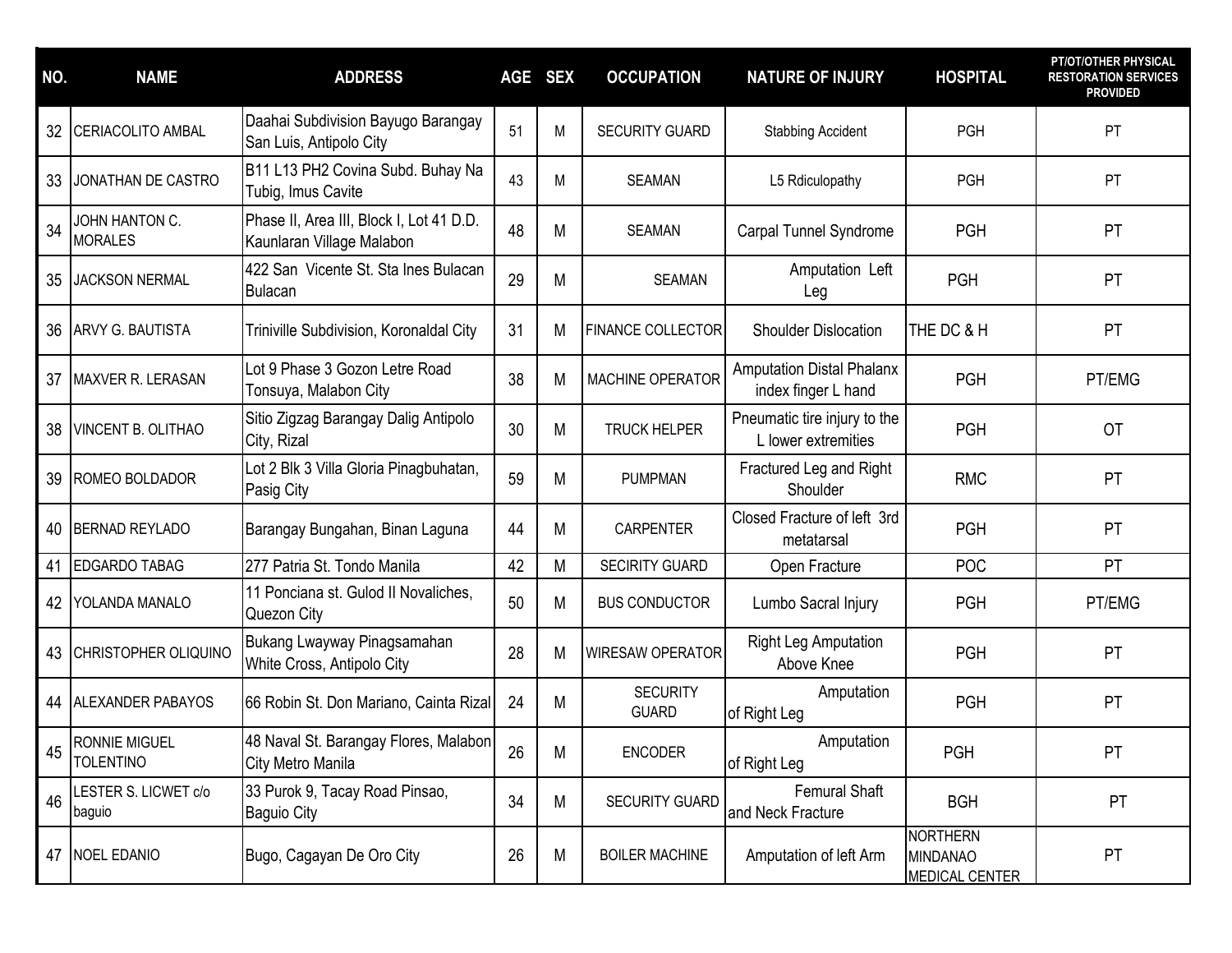| NO. | NAME | ADDRESS | AGE | SEX | OCCUPATION | NATURE OF INJURY | HOSPITAL | PT/OT/OTHER PHYSICAL RESTORATION SERVICES PROVIDED |
|---|---|---|---|---|---|---|---|---|
| 32 | CERIACOLITO AMBAL | Daahai Subdivision Bayugo Barangay San Luis, Antipolo City | 51 | M | SECURITY GUARD | Stabbing Accident | PGH | PT |
| 33 | JONATHAN DE CASTRO | B11 L13 PH2 Covina Subd. Buhay Na Tubig, Imus Cavite | 43 | M | SEAMAN | L5 Rdiculopathy | PGH | PT |
| 34 | JOHN HANTON C. MORALES | Phase II, Area III, Block I, Lot 41 D.D. Kaunlaran Village Malabon | 48 | M | SEAMAN | Carpal Tunnel Syndrome | PGH | PT |
| 35 | JACKSON NERMAL | 422 San Vicente St. Sta Ines Bulacan Bulacan | 29 | M | SEAMAN | Amputation Left Leg | PGH | PT |
| 36 | ARVY G. BAUTISTA | Triniville Subdivision, Koronaldal City | 31 | M | FINANCE COLLECTOR | Shoulder Dislocation | THE DC & H | PT |
| 37 | MAXVER R. LERASAN | Lot 9 Phase 3 Gozon Letre Road Tonsuya, Malabon City | 38 | M | MACHINE OPERATOR | Amputation Distal Phalanx index finger L hand | PGH | PT/EMG |
| 38 | VINCENT B. OLITHAO | Sitio Zigzag Barangay Dalig Antipolo City, Rizal | 30 | M | TRUCK HELPER | Pneumatic tire injury to the L lower extremities | PGH | OT |
| 39 | ROMEO BOLDADOR | Lot 2 Blk 3 Villa Gloria Pinagbuhatan, Pasig City | 59 | M | PUMPMAN | Fractured Leg and Right Shoulder | RMC | PT |
| 40 | BERNAD REYLADO | Barangay Bungahan, Binan Laguna | 44 | M | CARPENTER | Closed Fracture of left 3rd metatarsal | PGH | PT |
| 41 | EDGARDO TABAG | 277 Patria St. Tondo Manila | 42 | M | SECIRITY GUARD | Open Fracture | POC | PT |
| 42 | YOLANDA MANALO | 11 Ponciana st. Gulod II Novaliches, Quezon City | 50 | M | BUS CONDUCTOR | Lumbo Sacral Injury | PGH | PT/EMG |
| 43 | CHRISTOPHER OLIQUINO | Bukang Lwayway Pinagsamahan White Cross, Antipolo City | 28 | M | WIRESAW OPERATOR | Right Leg Amputation Above Knee | PGH | PT |
| 44 | ALEXANDER PABAYOS | 66 Robin St. Don Mariano, Cainta Rizal | 24 | M | SECURITY GUARD | Amputation of Right Leg | PGH | PT |
| 45 | RONNIE MIGUEL TOLENTINO | 48 Naval St. Barangay Flores, Malabon City Metro Manila | 26 | M | ENCODER | Amputation of Right Leg | PGH | PT |
| 46 | LESTER S. LICWET c/o baguio | 33 Purok 9, Tacay Road Pinsao, Baguio City | 34 | M | SECURITY GUARD | Femural Shaft and Neck Fracture | BGH | PT |
| 47 | NOEL EDANIO | Bugo, Cagayan De Oro City | 26 | M | BOILER MACHINE | Amputation of left Arm | NORTHERN MINDANAO MEDICAL CENTER | PT |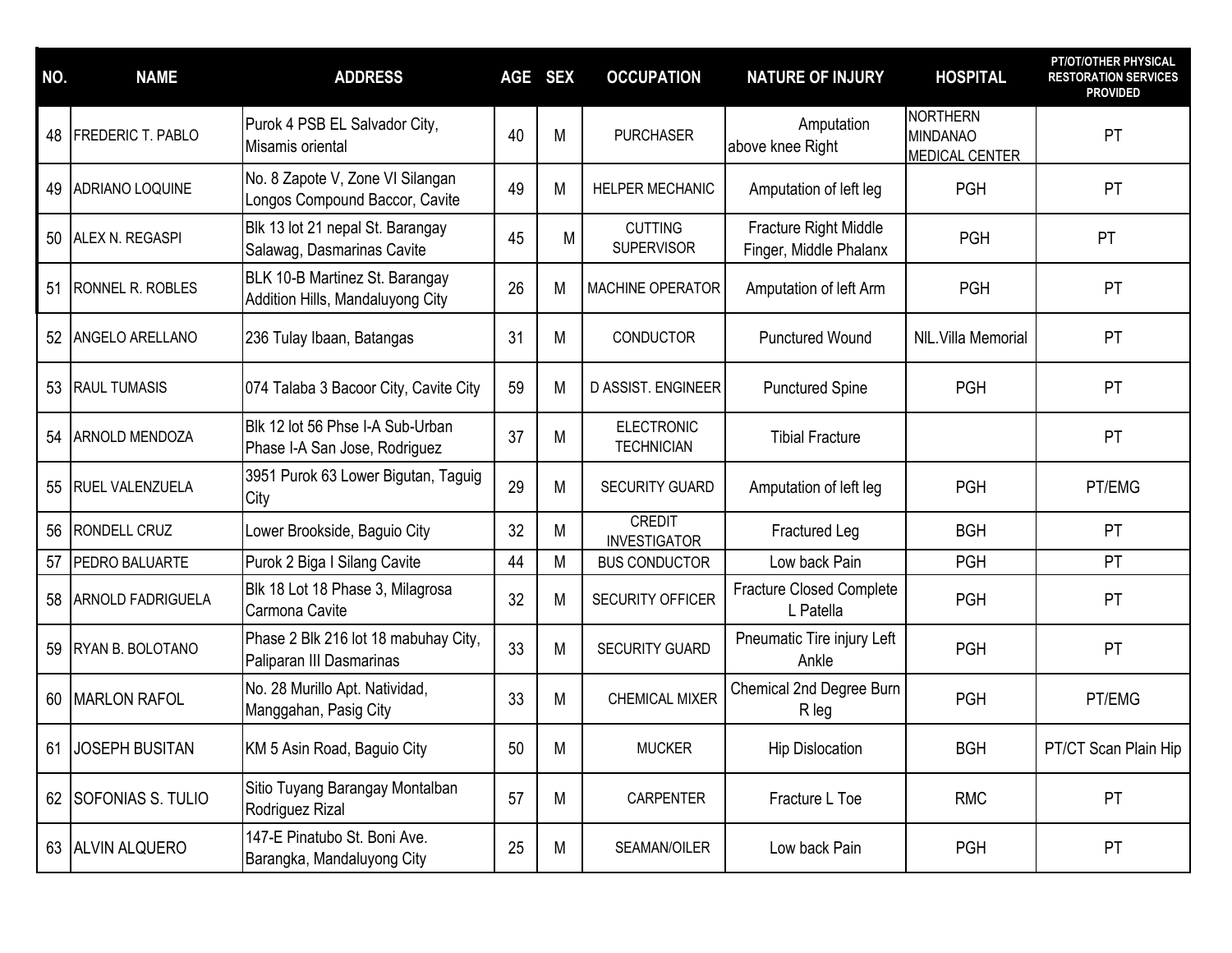| NO. | NAME | ADDRESS | AGE | SEX | OCCUPATION | NATURE OF INJURY | HOSPITAL | PT/OT/OTHER PHYSICAL RESTORATION SERVICES PROVIDED |
|---|---|---|---|---|---|---|---|---|
| 48 | FREDERIC T. PABLO | Purok 4 PSB EL Salvador City, Misamis oriental | 40 | M | PURCHASER | Amputation above knee Right | NORTHERN MINDANAO MEDICAL CENTER | PT |
| 49 | ADRIANO LOQUINE | No. 8 Zapote V, Zone VI Silangan Longos Compound Baccor, Cavite | 49 | M | HELPER MECHANIC | Amputation of left leg | PGH | PT |
| 50 | ALEX N. REGASPI | Blk 13 lot 21 nepal St. Barangay Salawag, Dasmarinas Cavite | 45 | M | CUTTING SUPERVISOR | Fracture Right Middle Finger, Middle Phalanx | PGH | PT |
| 51 | RONNEL R. ROBLES | BLK 10-B Martinez St. Barangay Addition Hills, Mandaluyong City | 26 | M | MACHINE OPERATOR | Amputation of left Arm | PGH | PT |
| 52 | ANGELO ARELLANO | 236 Tulay Ibaan, Batangas | 31 | M | CONDUCTOR | Punctured Wound | NIL.Villa Memorial | PT |
| 53 | RAUL TUMASIS | 074 Talaba 3 Bacoor City, Cavite City | 59 | M | D ASSIST. ENGINEER | Punctured Spine | PGH | PT |
| 54 | ARNOLD MENDOZA | Blk 12 lot 56 Phse I-A Sub-Urban Phase I-A San Jose, Rodriguez | 37 | M | ELECTRONIC TECHNICIAN | Tibial Fracture | | PT |
| 55 | RUEL VALENZUELA | 3951 Purok 63 Lower Bigutan, Taguig City | 29 | M | SECURITY GUARD | Amputation of left leg | PGH | PT/EMG |
| 56 | RONDELL CRUZ | Lower Brookside, Baguio City | 32 | M | CREDIT INVESTIGATOR | Fractured Leg | BGH | PT |
| 57 | PEDRO BALUARTE | Purok 2 Biga I Silang Cavite | 44 | M | BUS CONDUCTOR | Low back Pain | PGH | PT |
| 58 | ARNOLD FADRIGUELA | Blk 18 Lot 18 Phase 3, Milagrosa Carmona Cavite | 32 | M | SECURITY OFFICER | Fracture Closed Complete L Patella | PGH | PT |
| 59 | RYAN B. BOLOTANO | Phase 2 Blk 216 lot 18 mabuhay City, Paliparan III Dasmarinas | 33 | M | SECURITY GUARD | Pneumatic Tire injury Left Ankle | PGH | PT |
| 60 | MARLON RAFOL | No. 28 Murillo Apt. Natividad, Manggahan, Pasig City | 33 | M | CHEMICAL MIXER | Chemical 2nd Degree Burn R leg | PGH | PT/EMG |
| 61 | JOSEPH BUSITAN | KM 5 Asin Road, Baguio City | 50 | M | MUCKER | Hip Dislocation | BGH | PT/CT Scan Plain Hip |
| 62 | SOFONIAS S. TULIO | Sitio Tuyang Barangay Montalban Rodriguez Rizal | 57 | M | CARPENTER | Fracture L Toe | RMC | PT |
| 63 | ALVIN ALQUERO | 147-E Pinatubo St. Boni Ave. Barangka, Mandaluyong City | 25 | M | SEAMAN/OILER | Low back Pain | PGH | PT |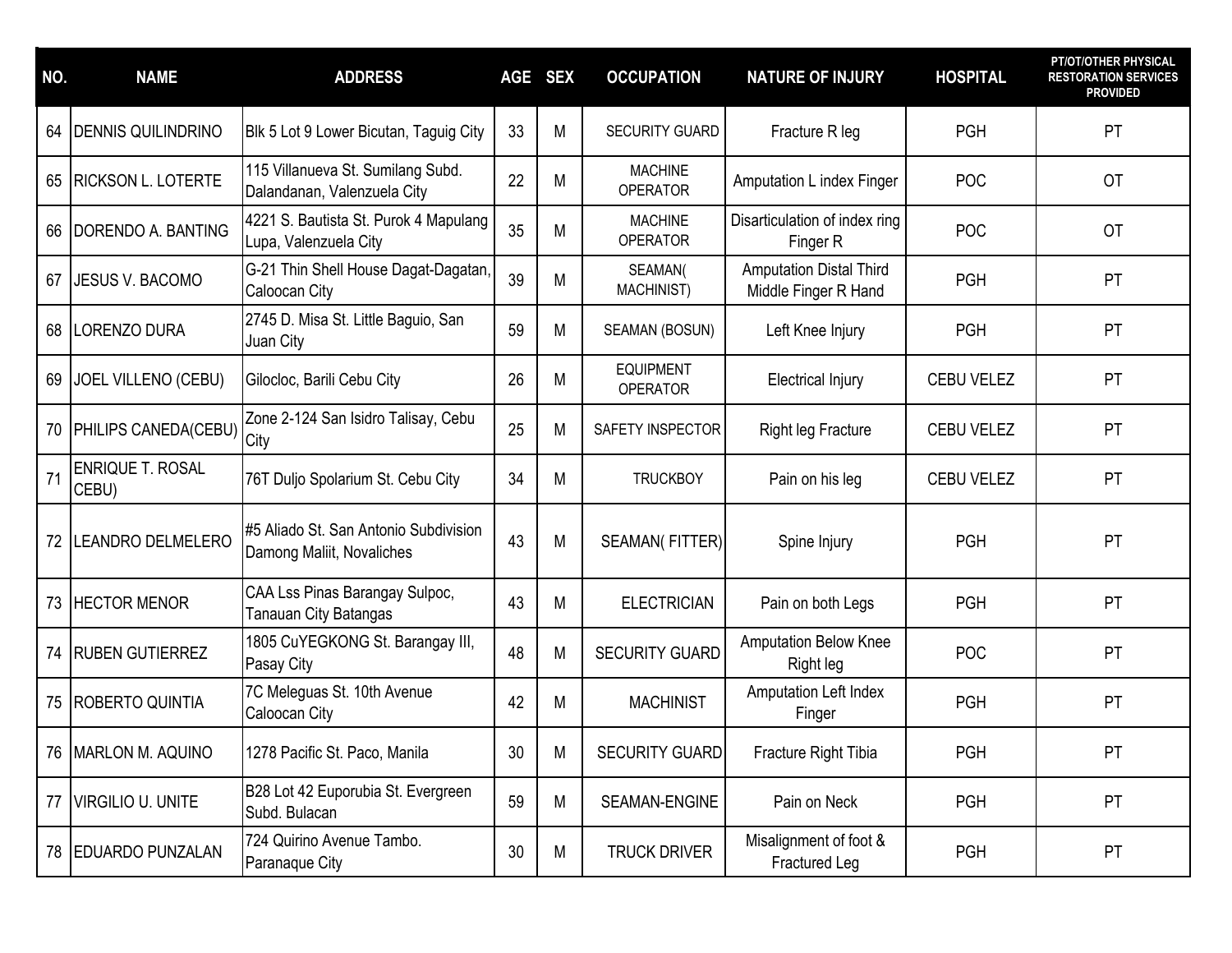| NO. | NAME | ADDRESS | AGE | SEX | OCCUPATION | NATURE OF INJURY | HOSPITAL | PT/OT/OTHER PHYSICAL RESTORATION SERVICES PROVIDED |
|---|---|---|---|---|---|---|---|---|
| 64 | DENNIS QUILINDRINO | Blk 5 Lot 9 Lower Bicutan, Taguig City | 33 | M | SECURITY GUARD | Fracture R leg | PGH | PT |
| 65 | RICKSON L. LOTERTE | 115 Villanueva St. Sumilang Subd. Dalandanan, Valenzuela City | 22 | M | MACHINE OPERATOR | Amputation L index Finger | POC | OT |
| 66 | DORENDO A. BANTING | 4221 S. Bautista St. Purok 4 Mapulang Lupa, Valenzuela City | 35 | M | MACHINE OPERATOR | Disarticulation of index ring Finger R | POC | OT |
| 67 | JESUS V. BACOMO | G-21 Thin Shell House Dagat-Dagatan, Caloocan City | 39 | M | SEAMAN( MACHINIST) | Amputation Distal Third Middle Finger R Hand | PGH | PT |
| 68 | LORENZO DURA | 2745 D. Misa St. Little Baguio, San Juan City | 59 | M | SEAMAN (BOSUN) | Left Knee Injury | PGH | PT |
| 69 | JOEL VILLENO (CEBU) | Gilocloc, Barili Cebu City | 26 | M | EQUIPMENT OPERATOR | Electrical Injury | CEBU VELEZ | PT |
| 70 | PHILIPS CANEDA(CEBU) | Zone 2-124 San Isidro Talisay, Cebu City | 25 | M | SAFETY INSPECTOR | Right leg Fracture | CEBU VELEZ | PT |
| 71 | ENRIQUE T. ROSAL CEBU) | 76T Duljo Spolarium St. Cebu City | 34 | M | TRUCKBOY | Pain on his leg | CEBU VELEZ | PT |
| 72 | LEANDRO DELMELERO | #5 Aliado St. San Antonio Subdivision Damong Maliit, Novaliches | 43 | M | SEAMAN( FITTER) | Spine Injury | PGH | PT |
| 73 | HECTOR MENOR | CAA Lss Pinas Barangay Sulpoc, Tanauan City Batangas | 43 | M | ELECTRICIAN | Pain on both Legs | PGH | PT |
| 74 | RUBEN GUTIERREZ | 1805 CuYEGKONG St. Barangay III, Pasay City | 48 | M | SECURITY GUARD | Amputation Below Knee Right leg | POC | PT |
| 75 | ROBERTO QUINTIA | 7C Meleguas St. 10th Avenue Caloocan City | 42 | M | MACHINIST | Amputation Left Index Finger | PGH | PT |
| 76 | MARLON M. AQUINO | 1278 Pacific St. Paco, Manila | 30 | M | SECURITY GUARD | Fracture Right Tibia | PGH | PT |
| 77 | VIRGILIO U. UNITE | B28 Lot 42 Euporubia St. Evergreen Subd. Bulacan | 59 | M | SEAMAN-ENGINE | Pain on Neck | PGH | PT |
| 78 | EDUARDO PUNZALAN | 724 Quirino Avenue Tambo. Paranaque City | 30 | M | TRUCK DRIVER | Misalignment of foot & Fractured Leg | PGH | PT |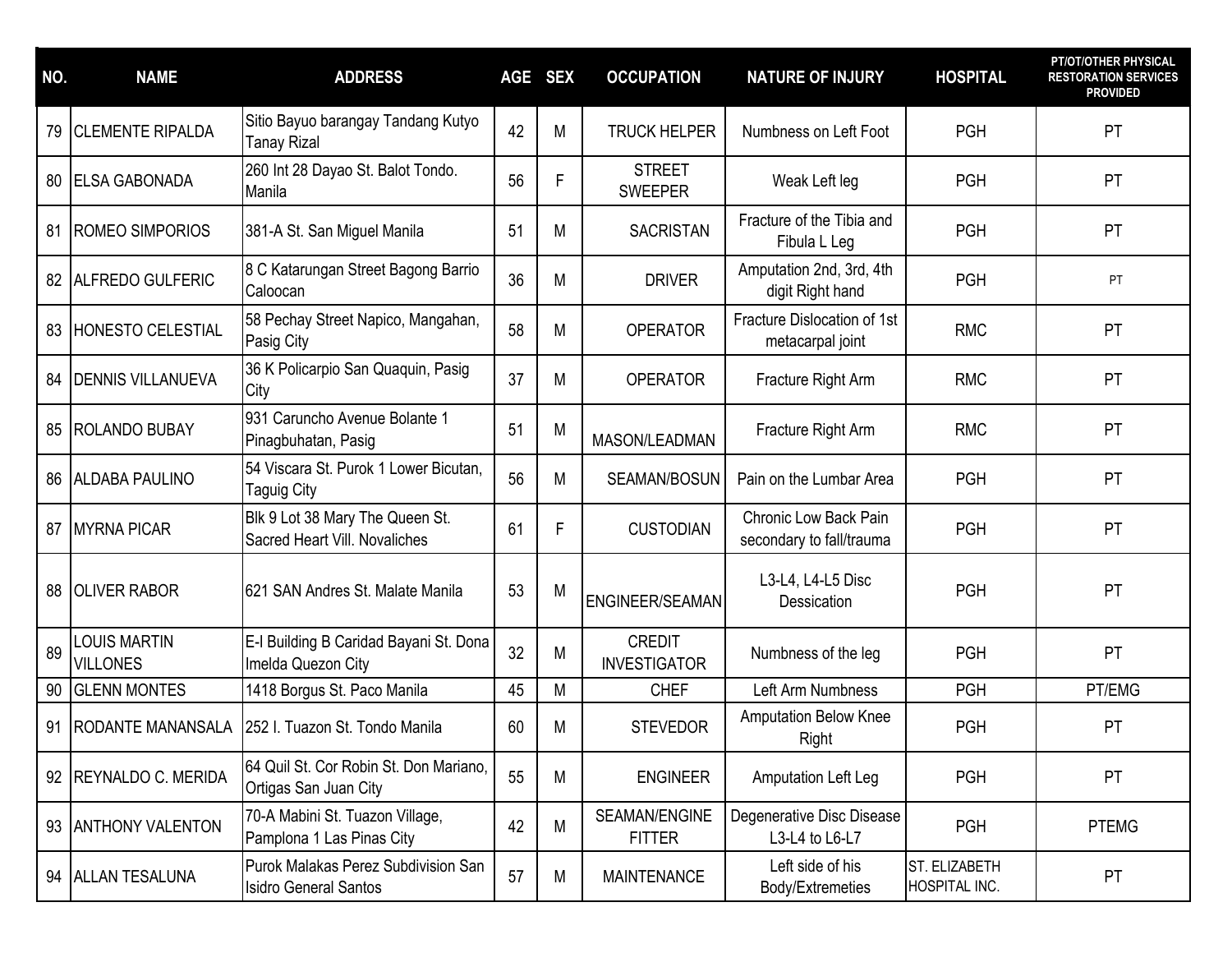| NO. | NAME | ADDRESS | AGE | SEX | OCCUPATION | NATURE OF INJURY | HOSPITAL | PT/OT/OTHER PHYSICAL RESTORATION SERVICES PROVIDED |
|---|---|---|---|---|---|---|---|---|
| 79 | CLEMENTE RIPALDA | Sitio Bayuo barangay Tandang Kutyo Tanay Rizal | 42 | M | TRUCK HELPER | Numbness on Left Foot | PGH | PT |
| 80 | ELSA GABONADA | 260 Int 28 Dayao St. Balot Tondo. Manila | 56 | F | STREET SWEEPER | Weak Left leg | PGH | PT |
| 81 | ROMEO SIMPORIOS | 381-A St. San Miguel Manila | 51 | M | SACRISTAN | Fracture of the Tibia and Fibula L Leg | PGH | PT |
| 82 | ALFREDO GULFERIC | 8 C Katarungan Street Bagong Barrio Caloocan | 36 | M | DRIVER | Amputation 2nd, 3rd, 4th digit Right hand | PGH | PT |
| 83 | HONESTO CELESTIAL | 58 Pechay Street Napico, Mangahan, Pasig City | 58 | M | OPERATOR | Fracture Dislocation of 1st metacarpal joint | RMC | PT |
| 84 | DENNIS VILLANUEVA | 36 K Policarpio San Quaquin, Pasig City | 37 | M | OPERATOR | Fracture Right Arm | RMC | PT |
| 85 | ROLANDO BUBAY | 931 Caruncho Avenue Bolante 1 Pinagbuhatan, Pasig | 51 | M | MASON/LEADMAN | Fracture Right Arm | RMC | PT |
| 86 | ALDABA PAULINO | 54 Viscara St. Purok 1 Lower Bicutan, Taguig City | 56 | M | SEAMAN/BOSUN | Pain on the Lumbar Area | PGH | PT |
| 87 | MYRNA PICAR | Blk 9 Lot 38 Mary The Queen St. Sacred Heart Vill. Novaliches | 61 | F | CUSTODIAN | Chronic Low Back Pain secondary to fall/trauma | PGH | PT |
| 88 | OLIVER RABOR | 621 SAN Andres St. Malate Manila | 53 | M | ENGINEER/SEAMAN | L3-L4, L4-L5 Disc Dessication | PGH | PT |
| 89 | LOUIS MARTIN VILLONES | E-I Building B Caridad Bayani St. Dona Imelda Quezon City | 32 | M | CREDIT INVESTIGATOR | Numbness of the leg | PGH | PT |
| 90 | GLENN MONTES | 1418 Borgus St. Paco Manila | 45 | M | CHEF | Left Arm Numbness | PGH | PT/EMG |
| 91 | RODANTE MANANSALA | 252 I. Tuazon St. Tondo Manila | 60 | M | STEVEDOR | Amputation Below Knee Right | PGH | PT |
| 92 | REYNALDO C. MERIDA | 64 Quil St. Cor Robin St. Don Mariano, Ortigas San Juan City | 55 | M | ENGINEER | Amputation Left Leg | PGH | PT |
| 93 | ANTHONY VALENTON | 70-A Mabini St. Tuazon Village, Pamplona 1 Las Pinas City | 42 | M | SEAMAN/ENGINE FITTER | Degenerative Disc Disease L3-L4 to L6-L7 | PGH | PTEMG |
| 94 | ALLAN TESALUNA | Purok Malakas Perez Subdivision San Isidro General Santos | 57 | M | MAINTENANCE | Left side of his Body/Extremeties | ST. ELIZABETH HOSPITAL INC. | PT |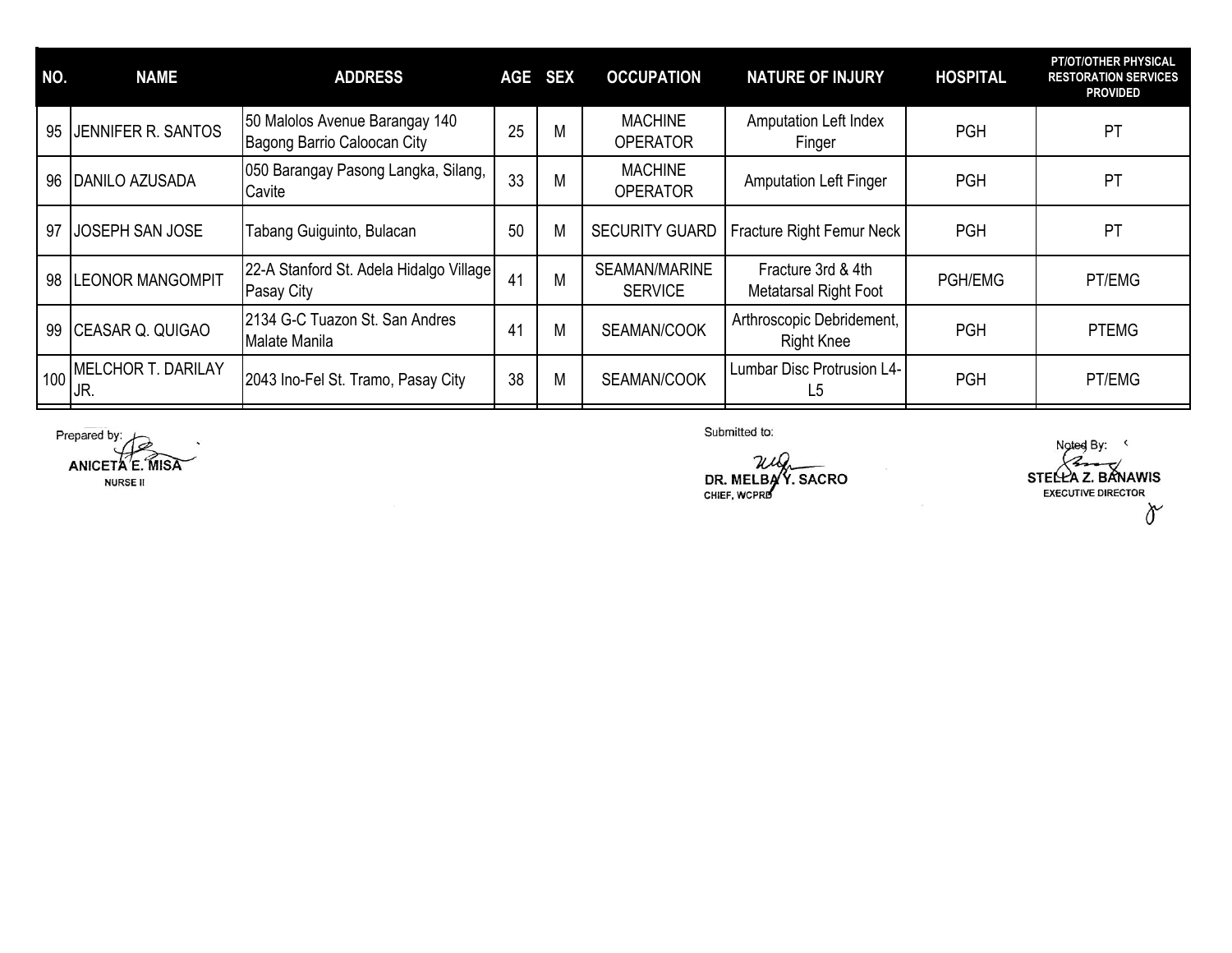| NO. | NAME | ADDRESS | AGE | SEX | OCCUPATION | NATURE OF INJURY | HOSPITAL | PT/OT/OTHER PHYSICAL RESTORATION SERVICES PROVIDED |
|---|---|---|---|---|---|---|---|---|
| 95 | JENNIFER R. SANTOS | 50 Malolos Avenue Barangay 140 Bagong Barrio Caloocan City | 25 | M | MACHINE OPERATOR | Amputation Left Index Finger | PGH | PT |
| 96 | DANILO AZUSADA | 050 Barangay Pasong Langka, Silang, Cavite | 33 | M | MACHINE OPERATOR | Amputation Left Finger | PGH | PT |
| 97 | JOSEPH SAN JOSE | Tabang Guiguinto, Bulacan | 50 | M | SECURITY GUARD | Fracture Right Femur Neck | PGH | PT |
| 98 | LEONOR MANGOMPIT | 22-A Stanford St. Adela Hidalgo Village Pasay City | 41 | M | SEAMAN/MARINE SERVICE | Fracture 3rd & 4th Metatarsal Right Foot | PGH/EMG | PT/EMG |
| 99 | CEASAR Q. QUIGAO | 2134 G-C Tuazon St. San Andres Malate Manila | 41 | M | SEAMAN/COOK | Arthroscopic Debridement, Right Knee | PGH | PTEMG |
| 100 | MELCHOR T. DARILAY JR. | 2043 Ino-Fel St. Tramo, Pasay City | 38 | M | SEAMAN/COOK | Lumbar Disc Protrusion L4-L5 | PGH | PT/EMG |

Prepared by:

**ANICETA E. MISA**
NURSE II

Submitted to:

**DR. MELBA Y. SACRO**
CHIEF, WCPRD

Noted By:

**STELLA Z. BANAWIS**
EXECUTIVE DIRECTOR